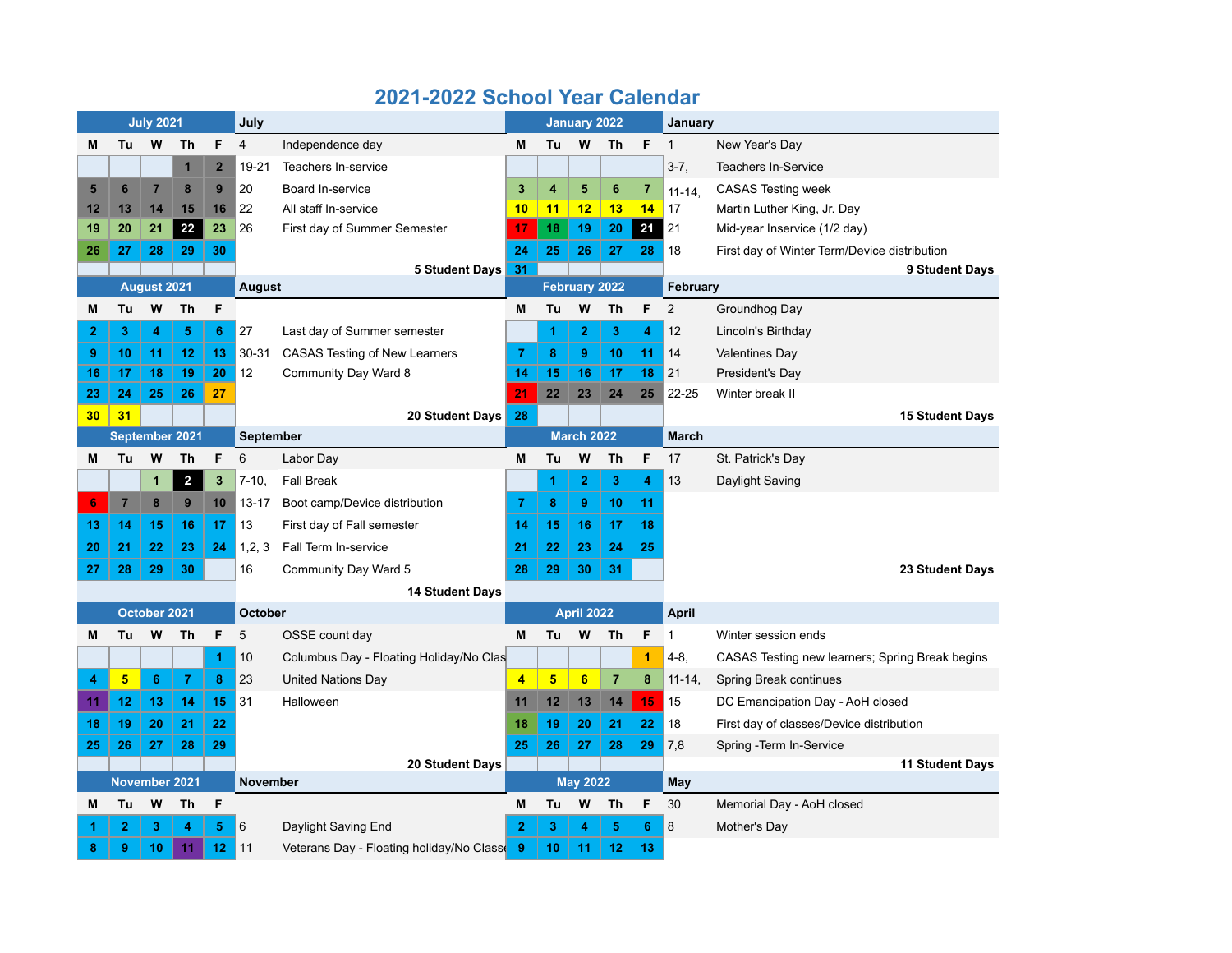# 2021-2022 School Year Calendar

## July 2021

| M | Tu | W | Th | F |
|---|---|---|---|---|
| | | | 1 | 2 |
| 5 | 6 | 7 | 8 | 9 |
| 12 | 13 | 14 | 15 | 16 |
| 19 | 20 | 21 | 22 | 23 |
| 26 | 27 | 28 | 29 | 30 |

**July**

| Date | Event |
|---|---|
| 4 | Independence day |
| 19-21 | Teachers In-service |
| 20 | Board In-service |
| 22 | All staff In-service |
| 26 | First day of Summer Semester |

**5 Student Days**

## August 2021

| M | Tu | W | Th | F |
|---|---|---|---|---|
| 2 | 3 | 4 | 5 | 6 |
| 9 | 10 | 11 | 12 | 13 |
| 16 | 17 | 18 | 19 | 20 |
| 23 | 24 | 25 | 26 | 27 |
| 30 | 31 | | | |

**August**

| Date | Event |
|---|---|
| 27 | Last day of Summer semester |
| 30-31 | CASAS Testing of New Learners |
| 12 | Community Day Ward 8 |

**20 Student Days**

## September 2021

| M | Tu | W | Th | F |
|---|---|---|---|---|
| | | 1 | 2 | 3 |
| 6 | 7 | 8 | 9 | 10 |
| 13 | 14 | 15 | 16 | 17 |
| 20 | 21 | 22 | 23 | 24 |
| 27 | 28 | 29 | 30 | |

**September**

| Date | Event |
|---|---|
| 6 | Labor Day |
| 7-10, | Fall Break |
| 13-17 | Boot camp/Device distribution |
| 13 | First day of Fall semester |
| 1,2, 3 | Fall Term In-service |
| 16 | Community Day Ward 5 |

**14 Student Days**

## October 2021

| M | Tu | W | Th | F |
|---|---|---|---|---|
| | | | | 1 |
| 4 | 5 | 6 | 7 | 8 |
| 11 | 12 | 13 | 14 | 15 |
| 18 | 19 | 20 | 21 | 22 |
| 25 | 26 | 27 | 28 | 29 |

**October**

| Date | Event |
|---|---|
| 5 | OSSE count day |
| 10 | Columbus Day - Floating Holiday/No Clas |
| 23 | United Nations Day |
| 31 | Halloween |

**20 Student Days**

## November 2021

| M | Tu | W | Th | F |
|---|---|---|---|---|
| 1 | 2 | 3 | 4 | 5 |
| 8 | 9 | 10 | 11 | 12 |

**November**

| Date | Event |
|---|---|
| 6 | Daylight Saving End |
| 11 | Veterans Day - Floating holiday/No Classe |

## January 2022

| M | Tu | W | Th | F |
|---|---|---|---|---|
| | | | | |
| 3 | 4 | 5 | 6 | 7 |
| 10 | 11 | 12 | 13 | 14 |
| 17 | 18 | 19 | 20 | 21 |
| 24 | 25 | 26 | 27 | 28 |
| 31 | | | | |

**January**

| Date | Event |
|---|---|
| 1 | New Year's Day |
| 3-7, | Teachers In-Service |
| 11-14, | CASAS Testing week |
| 17 | Martin Luther King, Jr. Day |
| 21 | Mid-year Inservice (1/2 day) |
| 18 | First day of Winter Term/Device distribution |

**9 Student Days**

## February 2022

| M | Tu | W | Th | F |
|---|---|---|---|---|
| | 1 | 2 | 3 | 4 |
| 7 | 8 | 9 | 10 | 11 |
| 14 | 15 | 16 | 17 | 18 |
| 21 | 22 | 23 | 24 | 25 |
| 28 | | | | |

**February**

| Date | Event |
|---|---|
| 2 | Groundhog Day |
| 12 | Lincoln's Birthday |
| 14 | Valentines Day |
| 21 | President's Day |
| 22-25 | Winter break II |

**15 Student Days**

## March 2022

| M | Tu | W | Th | F |
|---|---|---|---|---|
| | 1 | 2 | 3 | 4 |
| 7 | 8 | 9 | 10 | 11 |
| 14 | 15 | 16 | 17 | 18 |
| 21 | 22 | 23 | 24 | 25 |
| 28 | 29 | 30 | 31 | |

**March**

| Date | Event |
|---|---|
| 17 | St. Patrick's Day |
| 13 | Daylight Saving |

**23 Student Days**

## April 2022

| M | Tu | W | Th | F |
|---|---|---|---|---|
| | | | | 1 |
| 4 | 5 | 6 | 7 | 8 |
| 11 | 12 | 13 | 14 | 15 |
| 18 | 19 | 20 | 21 | 22 |
| 25 | 26 | 27 | 28 | 29 |

**April**

| Date | Event |
|---|---|
| 1 | Winter session ends |
| 4-8, | CASAS Testing new learners; Spring Break begins |
| 11-14, | Spring Break continues |
| 15 | DC Emancipation Day - AoH closed |
| 18 | First day of classes/Device distribution |
| 7,8 | Spring -Term In-Service |

**11 Student Days**

## May 2022

| M | Tu | W | Th | F |
|---|---|---|---|---|
| 2 | 3 | 4 | 5 | 6 |
| 9 | 10 | 11 | 12 | 13 |

**May**

| Date | Event |
|---|---|
| 30 | Memorial Day - AoH closed |
| 8 | Mother's Day |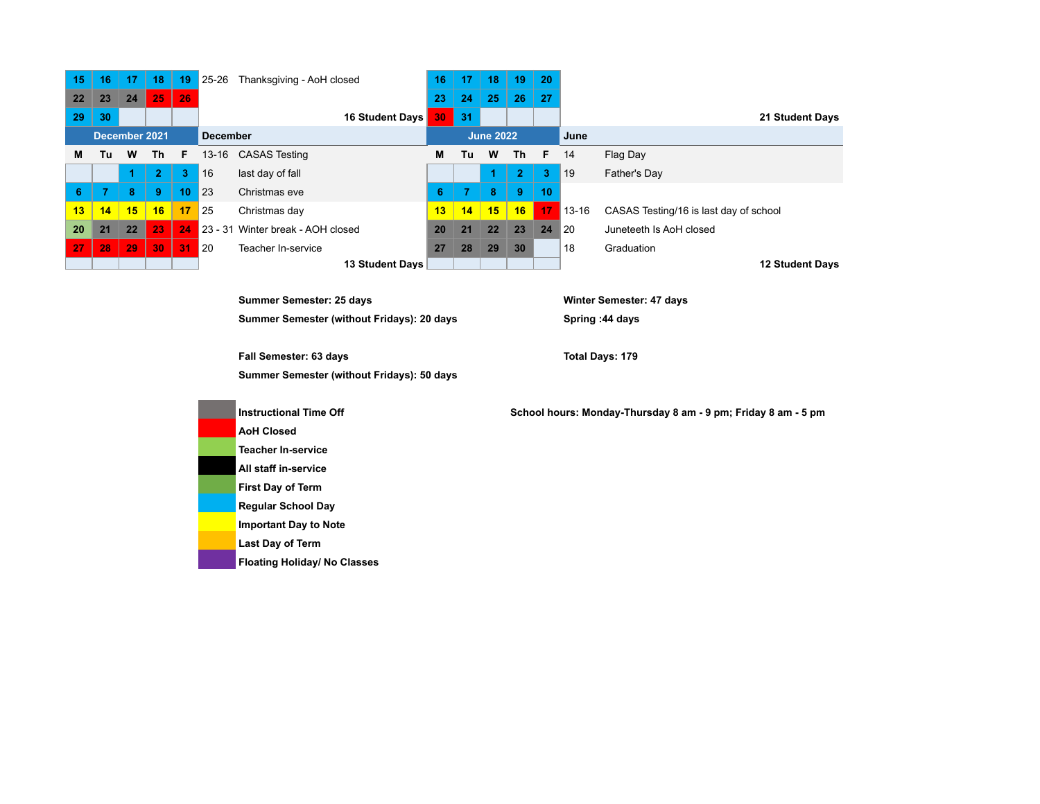| M | Tu | W | Th | F | | |
|---|---|---|---|---|---|---|
| 15 | 16 | 17 | 18 | 19 | 25-26 | Thanksgiving - AoH closed |
| 22 | 23 | 24 | 25 | 26 | | |
| 29 | 30 | | | | | 16 Student Days |

| M | Tu | W | Th | F | | |
|---|---|---|---|---|---|---|
| 16 | 17 | 18 | 19 | 20 | | |
| 23 | 24 | 25 | 26 | 27 | | |
| 30 | 31 | | | | | 21 Student Days |

## December 2021

| M | Tu | W | Th | F | December | |
|---|---|---|---|---|---|---|
| | | 1 | 2 | 3 | 13-16 | CASAS Testing |
| 6 | 7 | 8 | 9 | 10 | 16 | last day of fall |
| 13 | 14 | 15 | 16 | 17 | 23 | Christmas eve |
| 20 | 21 | 22 | 23 | 24 | 25 | Christmas day |
| 27 | 28 | 29 | 30 | 31 | 23 - 31 | Winter break - AOH closed |
| | | | | | 20 | Teacher In-service |
| | | | | | | 13 Student Days |

## June 2022

| M | Tu | W | Th | F | June | |
|---|---|---|---|---|---|---|
| | | 1 | 2 | 3 | 14 | Flag Day |
| 6 | 7 | 8 | 9 | 10 | 19 | Father's Day |
| 13 | 14 | 15 | 16 | 17 | | |
| 20 | 21 | 22 | 23 | 24 | 13-16 | CASAS Testing/16 is last day of school |
| 27 | 28 | 29 | 30 | | 20 | Juneteeth Is AoH closed |
| | | | | | 18 | Graduation |
| | | | | | | 12 Student Days |

**Summer Semester: 25 days**

**Summer Semester (without Fridays): 20 days**

**Fall Semester: 63 days**

**Summer Semester (without Fridays): 50 days**

**Winter Semester: 47 days**

**Spring :44 days**

**Total Days: 179**

**Instructional Time Off**

**AoH Closed**

**Teacher In-service**

**All staff in-service**

**First Day of Term**

**Regular School Day**

**Important Day to Note**

**Last Day of Term**

**Floating Holiday/ No Classes**

**School hours: Monday-Thursday 8 am - 9 pm; Friday 8 am - 5 pm**